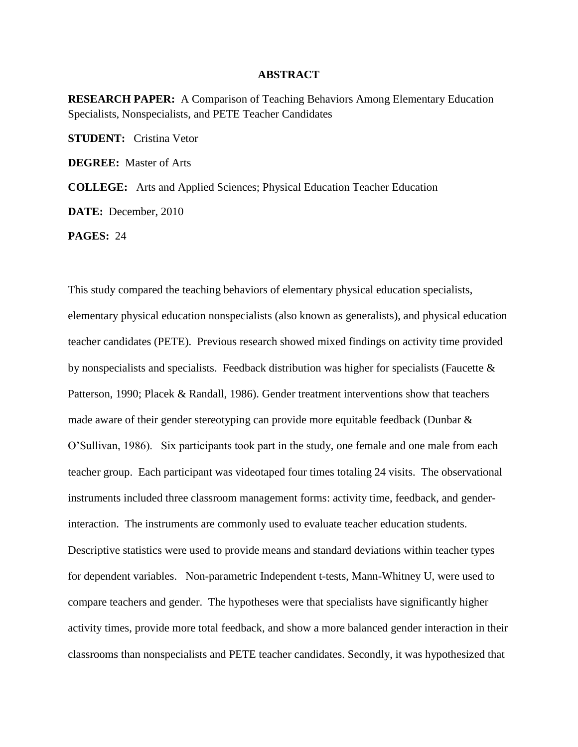# ABSTRACT

**RESEARCH PAPER:** A Comparison of Teaching Behaviors Among Elementary Education Specialists, Nonspecialists, and PETE Teacher Candidates

**STUDENT:** Cristina Vetor

**DEGREE:** Master of Arts

**COLLEGE:** Arts and Applied Sciences; Physical Education Teacher Education

**DATE:** December, 2010

**PAGES:** 24

This study compared the teaching behaviors of elementary physical education specialists, elementary physical education nonspecialists (also known as generalists), and physical education teacher candidates (PETE). Previous research showed mixed findings on activity time provided by nonspecialists and specialists. Feedback distribution was higher for specialists (Faucette & Patterson, 1990; Placek & Randall, 1986). Gender treatment interventions show that teachers made aware of their gender stereotyping can provide more equitable feedback (Dunbar & O'Sullivan, 1986). Six participants took part in the study, one female and one male from each teacher group. Each participant was videotaped four times totaling 24 visits. The observational instruments included three classroom management forms: activity time, feedback, and gender-interaction. The instruments are commonly used to evaluate teacher education students. Descriptive statistics were used to provide means and standard deviations within teacher types for dependent variables. Non-parametric Independent t-tests, Mann-Whitney U, were used to compare teachers and gender. The hypotheses were that specialists have significantly higher activity times, provide more total feedback, and show a more balanced gender interaction in their classrooms than nonspecialists and PETE teacher candidates. Secondly, it was hypothesized that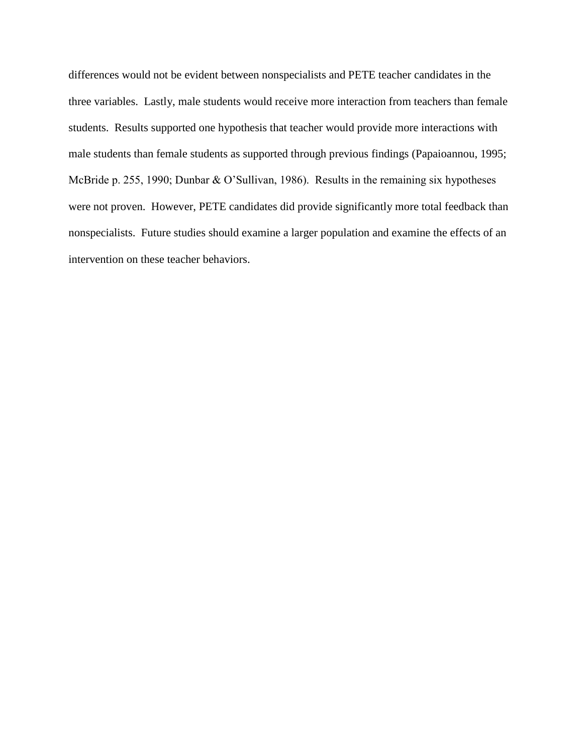differences would not be evident between nonspecialists and PETE teacher candidates in the three variables.  Lastly, male students would receive more interaction from teachers than female students.  Results supported one hypothesis that teacher would provide more interactions with male students than female students as supported through previous findings (Papaioannou, 1995; McBride p. 255, 1990; Dunbar & O'Sullivan, 1986).  Results in the remaining six hypotheses were not proven.  However, PETE candidates did provide significantly more total feedback than nonspecialists.  Future studies should examine a larger population and examine the effects of an intervention on these teacher behaviors.